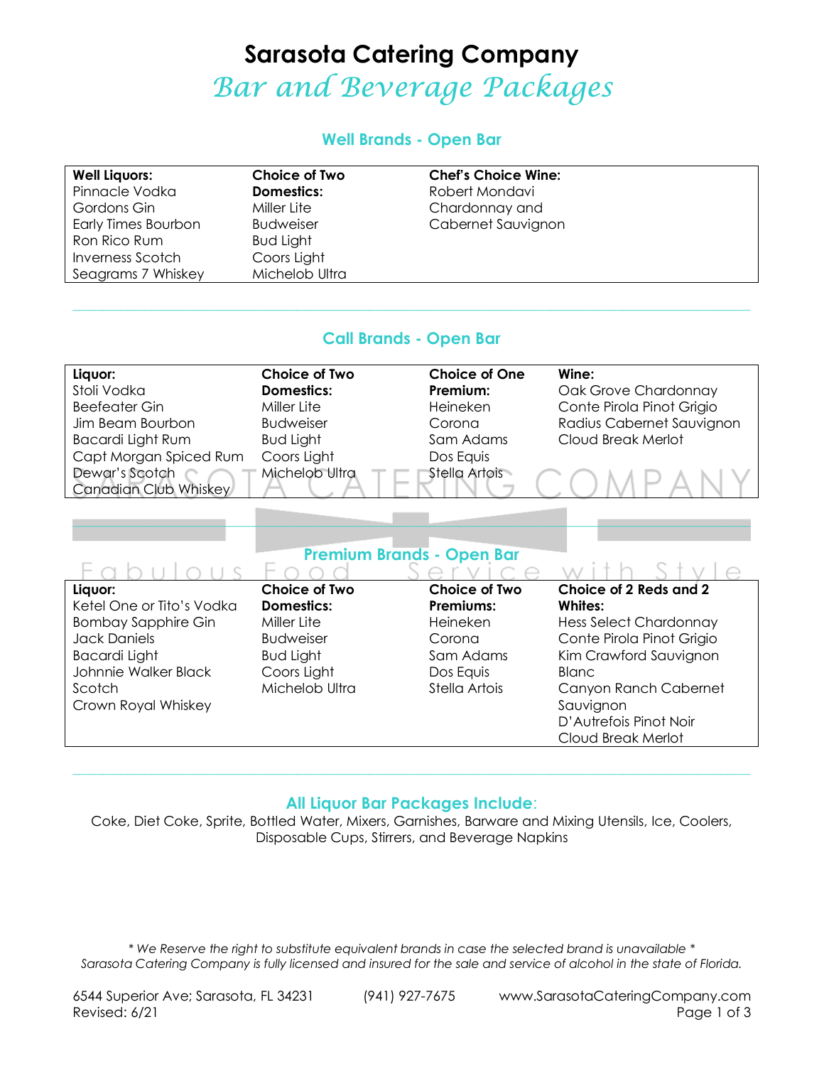# Sarasota Catering Company

## *Bar and Beverage Packages*

### Well Brands - Open Bar

| Well Liquors: | Choice of Two Domestics: | Chef's Choice Wine: |
|---|---|---|
| Pinnacle Vodka | Miller Lite | Robert Mondavi Chardonnay and Cabernet Sauvignon |
| Gordons Gin | Budweiser | |
| Early Times Bourbon | Bud Light | |
| Ron Rico Rum | Coors Light | |
| Inverness Scotch | Michelob Ultra | |
| Seagrams 7 Whiskey | | |

### Call Brands - Open Bar

| Liquor: | Choice of Two Domestics: | Choice of One Premium: | Wine: |
|---|---|---|---|
| Stoli Vodka | Miller Lite | Heineken | Oak Grove Chardonnay |
| Beefeater Gin | Budweiser | Corona | Conte Pirola Pinot Grigio |
| Jim Beam Bourbon | Bud Light | Sam Adams | Radius Cabernet Sauvignon |
| Bacardi Light Rum | Coors Light | Dos Equis | Cloud Break Merlot |
| Capt Morgan Spiced Rum | Michelob Ultra | Stella Artois | |
| Dewar's Scotch | | | |
| Canadian Club Whiskey | | | |

### Premium Brands - Open Bar

| Liquor: | Choice of Two Domestics: | Choice of Two Premiums: | Choice of 2 Reds and 2 Whites: |
|---|---|---|---|
| Ketel One or Tito's Vodka | Miller Lite | Heineken | Hess Select Chardonnay |
| Bombay Sapphire Gin | Budweiser | Corona | Conte Pirola Pinot Grigio |
| Jack Daniels | Bud Light | Sam Adams | Kim Crawford Sauvignon Blanc |
| Bacardi Light | Coors Light | Dos Equis | Canyon Ranch Cabernet Sauvignon |
| Johnnie Walker Black Scotch | Michelob Ultra | Stella Artois | D'Autrefois Pinot Noir |
| Crown Royal Whiskey | | | Cloud Break Merlot |

### All Liquor Bar Packages Include:

Coke, Diet Coke, Sprite, Bottled Water, Mixers, Garnishes, Barware and Mixing Utensils, Ice, Coolers, Disposable Cups, Stirrers, and Beverage Napkins

*\* We Reserve the right to substitute equivalent brands in case the selected brand is unavailable \**
*Sarasota Catering Company is fully licensed and insured for the sale and service of alcohol in the state of Florida.*

6544 Superior Ave; Sarasota, FL 34231 (941) 927-7675 www.SarasotaCateringCompany.com
Revised: 6/21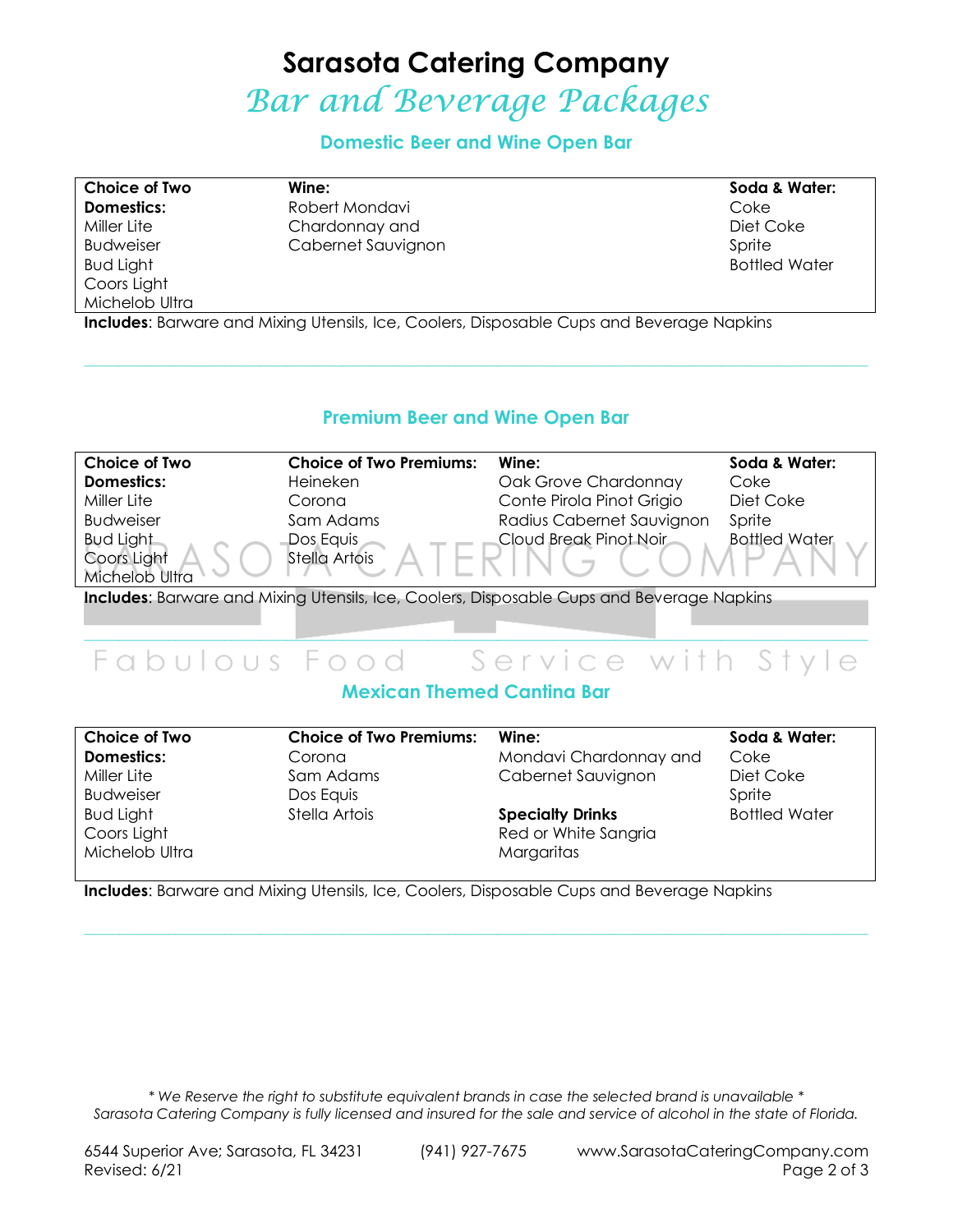# Sarasota Catering Company

## *Bar and Beverage Packages*

### Domestic Beer and Wine Open Bar

| Choice of Two Domestics: | Wine: | Soda & Water: |
|---|---|---|
| Miller Lite | Robert Mondavi | Coke |
| Budweiser | Chardonnay and | Diet Coke |
| Bud Light | Cabernet Sauvignon | Sprite |
| Coors Light | | Bottled Water |
| Michelob Ultra | | |

**Includes**: Barware and Mixing Utensils, Ice, Coolers, Disposable Cups and Beverage Napkins

### Premium Beer and Wine Open Bar

| Choice of Two Domestics: | Choice of Two Premiums: | Wine: | Soda & Water: |
|---|---|---|---|
| Miller Lite | Heineken | Oak Grove Chardonnay | Coke |
| Budweiser | Corona | Conte Pirola Pinot Grigio | Diet Coke |
| Bud Light | Sam Adams | Radius Cabernet Sauvignon | Sprite |
| Coors Light | Dos Equis | Cloud Break Pinot Noir | Bottled Water |
| Michelob Ultra | Stella Artois | | |

**Includes**: Barware and Mixing Utensils, Ice, Coolers, Disposable Cups and Beverage Napkins

### Mexican Themed Cantina Bar

| Choice of Two Domestics: | Choice of Two Premiums: | Wine: | Soda & Water: |
|---|---|---|---|
| Miller Lite | Corona | Mondavi Chardonnay and | Coke |
| Budweiser | Sam Adams | Cabernet Sauvignon | Diet Coke |
| Bud Light | Dos Equis | | Sprite |
| Coors Light | Stella Artois | **Specialty Drinks** | Bottled Water |
| Michelob Ultra | | Red or White Sangria | |
| | | Margaritas | |

**Includes**: Barware and Mixing Utensils, Ice, Coolers, Disposable Cups and Beverage Napkins

*\* We Reserve the right to substitute equivalent brands in case the selected brand is unavailable \**
*Sarasota Catering Company is fully licensed and insured for the sale and service of alcohol in the state of Florida.*

6544 Superior Ave; Sarasota, FL 34231 (941) 927-7675 www.SarasotaCateringCompany.com
Revised: 6/21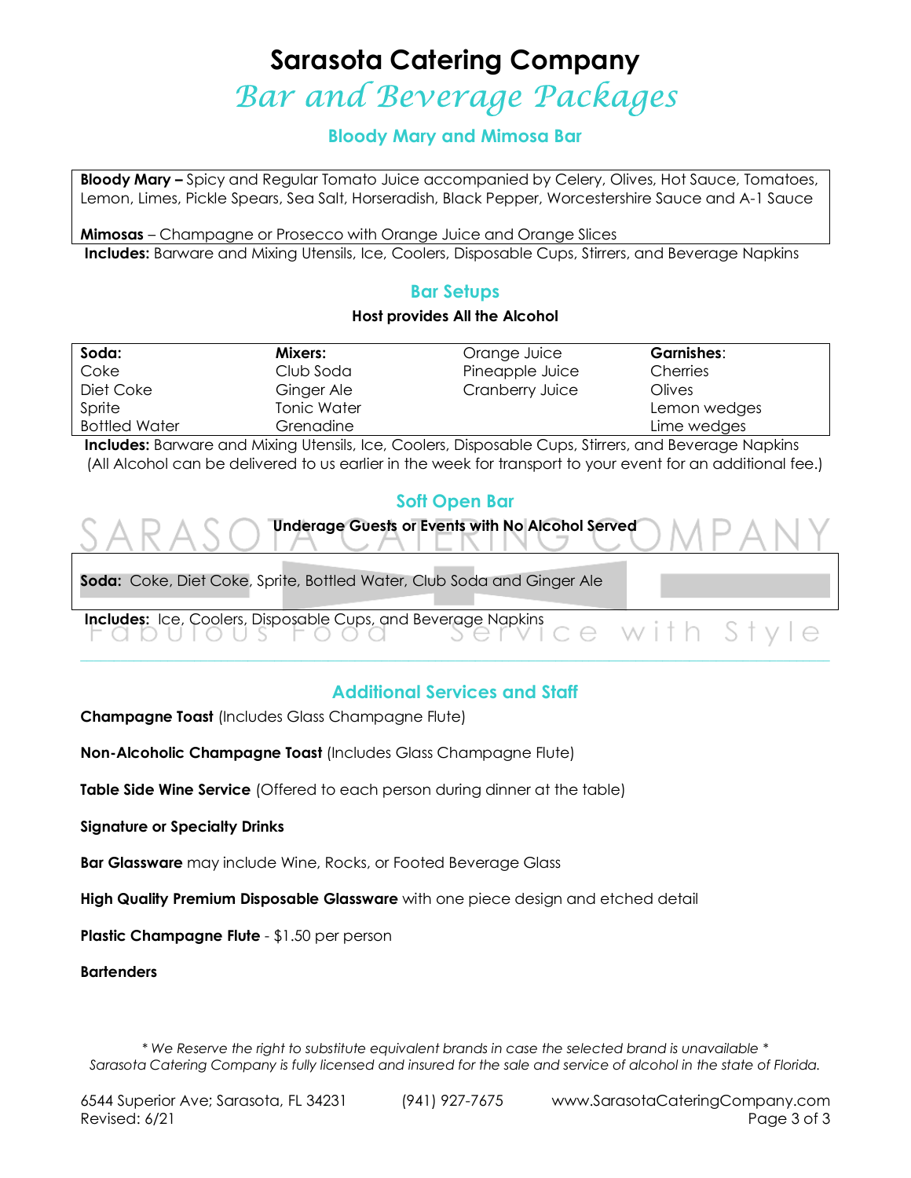# Sarasota Catering Company

## *Bar and Beverage Packages*

### Bloody Mary and Mimosa Bar

**Bloody Mary –** Spicy and Regular Tomato Juice accompanied by Celery, Olives, Hot Sauce, Tomatoes, Lemon, Limes, Pickle Spears, Sea Salt, Horseradish, Black Pepper, Worcestershire Sauce and A-1 Sauce

**Mimosas** – Champagne or Prosecco with Orange Juice and Orange Slices

**Includes:** Barware and Mixing Utensils, Ice, Coolers, Disposable Cups, Stirrers, and Beverage Napkins

### Bar Setups

**Host provides All the Alcohol**

| | | | |
|---|---|---|---|
| **Soda:** | **Mixers:** | Orange Juice | **Garnishes**: |
| Coke | Club Soda | Pineapple Juice | Cherries |
| Diet Coke | Ginger Ale | Cranberry Juice | Olives |
| Sprite | Tonic Water | | Lemon wedges |
| Bottled Water | Grenadine | | Lime wedges |

**Includes:** Barware and Mixing Utensils, Ice, Coolers, Disposable Cups, Stirrers, and Beverage Napkins
(All Alcohol can be delivered to us earlier in the week for transport to your event for an additional fee.)

### Soft Open Bar

**Underage Guests or Events with No Alcohol Served**

**Soda:** Coke, Diet Coke, Sprite, Bottled Water, Club Soda and Ginger Ale

**Includes:** Ice, Coolers, Disposable Cups, and Beverage Napkins

### Additional Services and Staff

**Champagne Toast** (Includes Glass Champagne Flute)

**Non-Alcoholic Champagne Toast** (Includes Glass Champagne Flute)

**Table Side Wine Service** (Offered to each person during dinner at the table)

**Signature or Specialty Drinks**

**Bar Glassware** may include Wine, Rocks, or Footed Beverage Glass

**High Quality Premium Disposable Glassware** with one piece design and etched detail

**Plastic Champagne Flute** - $1.50 per person

**Bartenders**

*\* We Reserve the right to substitute equivalent brands in case the selected brand is unavailable \**
*Sarasota Catering Company is fully licensed and insured for the sale and service of alcohol in the state of Florida.*

6544 Superior Ave; Sarasota, FL 34231 (941) 927-7675 www.SarasotaCateringCompany.com
Revised: 6/21